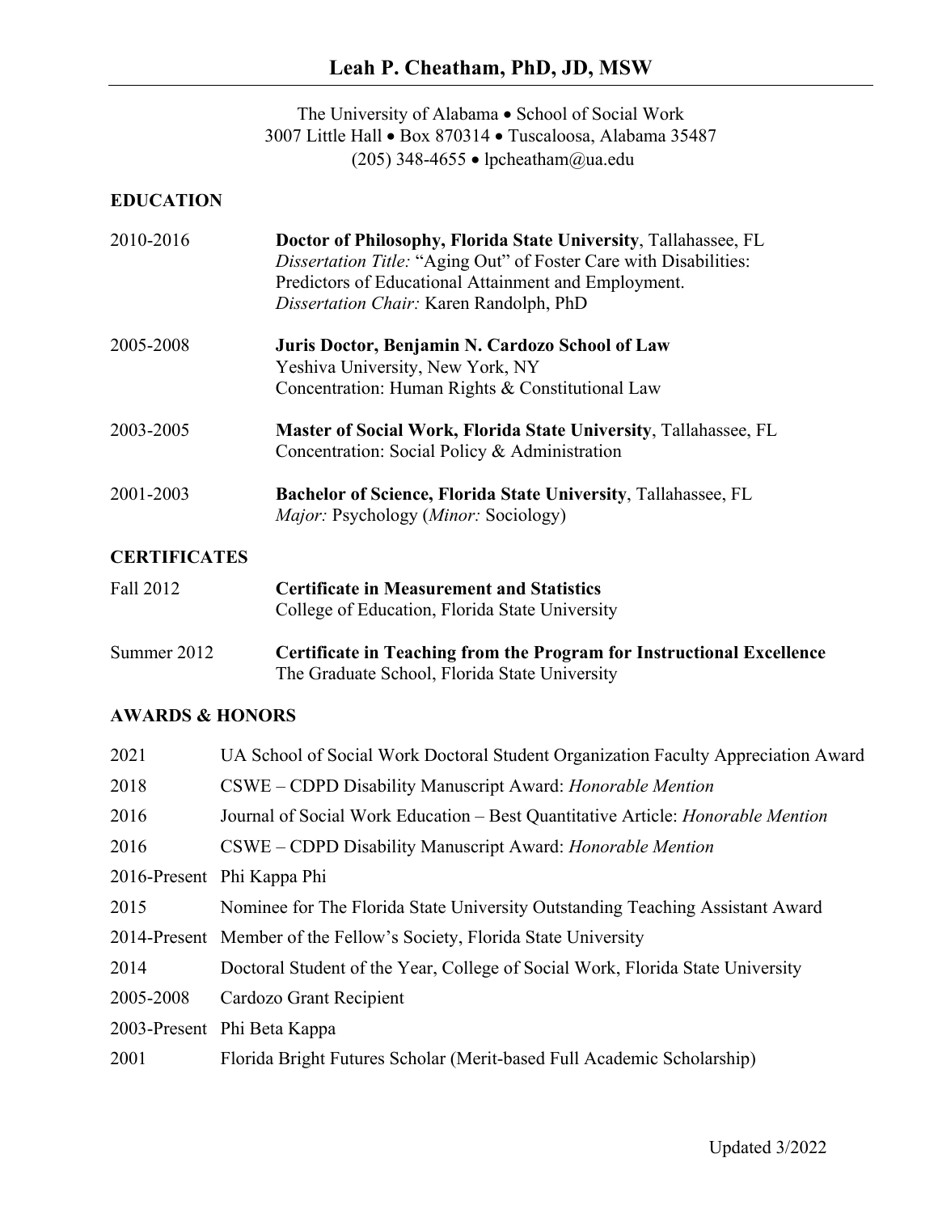# Leah P. Cheatham, PhD, JD, MSW

The University of Alabama • School of Social Work
3007 Little Hall • Box 870314 • Tuscaloosa, Alabama 35487
(205) 348-4655 • lpcheatham@ua.edu

## EDUCATION

2010-2016 — **Doctor of Philosophy, Florida State University**, Tallahassee, FL
*Dissertation Title:* "Aging Out" of Foster Care with Disabilities: Predictors of Educational Attainment and Employment.
*Dissertation Chair:* Karen Randolph, PhD

2005-2008 — **Juris Doctor, Benjamin N. Cardozo School of Law**
Yeshiva University, New York, NY
Concentration: Human Rights & Constitutional Law

2003-2005 — **Master of Social Work, Florida State University**, Tallahassee, FL
Concentration: Social Policy & Administration

2001-2003 — **Bachelor of Science, Florida State University**, Tallahassee, FL
*Major:* Psychology (*Minor:* Sociology)

## CERTIFICATES

Fall 2012 — **Certificate in Measurement and Statistics**
College of Education, Florida State University

Summer 2012 — **Certificate in Teaching from the Program for Instructional Excellence**
The Graduate School, Florida State University

## AWARDS & HONORS

- 2021 — UA School of Social Work Doctoral Student Organization Faculty Appreciation Award
- 2018 — CSWE – CDPD Disability Manuscript Award: *Honorable Mention*
- 2016 — Journal of Social Work Education – Best Quantitative Article: *Honorable Mention*
- 2016 — CSWE – CDPD Disability Manuscript Award: *Honorable Mention*
- 2016-Present — Phi Kappa Phi
- 2015 — Nominee for The Florida State University Outstanding Teaching Assistant Award
- 2014-Present — Member of the Fellow's Society, Florida State University
- 2014 — Doctoral Student of the Year, College of Social Work, Florida State University
- 2005-2008 — Cardozo Grant Recipient
- 2003-Present — Phi Beta Kappa
- 2001 — Florida Bright Futures Scholar (Merit-based Full Academic Scholarship)

Updated 3/2022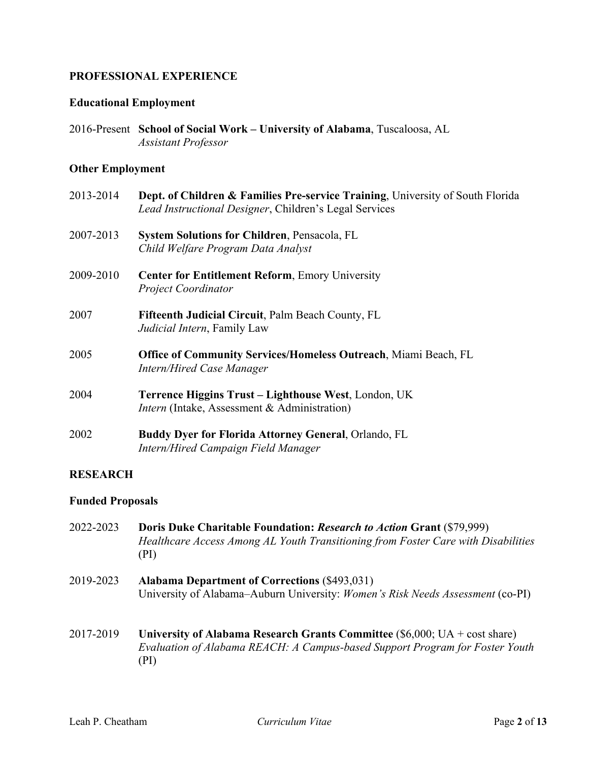## PROFESSIONAL EXPERIENCE

### Educational Employment

2016-Present **School of Social Work – University of Alabama**, Tuscaloosa, AL
*Assistant Professor*

### Other Employment

2013-2014 **Dept. of Children & Families Pre-service Training**, University of South Florida
*Lead Instructional Designer*, Children's Legal Services

2007-2013 **System Solutions for Children**, Pensacola, FL
*Child Welfare Program Data Analyst*

2009-2010 **Center for Entitlement Reform**, Emory University
*Project Coordinator*

2007 **Fifteenth Judicial Circuit**, Palm Beach County, FL
*Judicial Intern*, Family Law

2005 **Office of Community Services/Homeless Outreach**, Miami Beach, FL
*Intern/Hired Case Manager*

2004 **Terrence Higgins Trust – Lighthouse West**, London, UK
*Intern* (Intake, Assessment & Administration)

2002 **Buddy Dyer for Florida Attorney General**, Orlando, FL
*Intern/Hired Campaign Field Manager*

## RESEARCH

### Funded Proposals

2022-2023 **Doris Duke Charitable Foundation: *Research to Action* Grant** ($79,999)
*Healthcare Access Among AL Youth Transitioning from Foster Care with Disabilities* (PI)

2019-2023 **Alabama Department of Corrections** ($493,031)
University of Alabama–Auburn University: *Women's Risk Needs Assessment* (co-PI)

2017-2019 **University of Alabama Research Grants Committee** ($6,000; UA + cost share)
*Evaluation of Alabama REACH: A Campus-based Support Program for Foster Youth* (PI)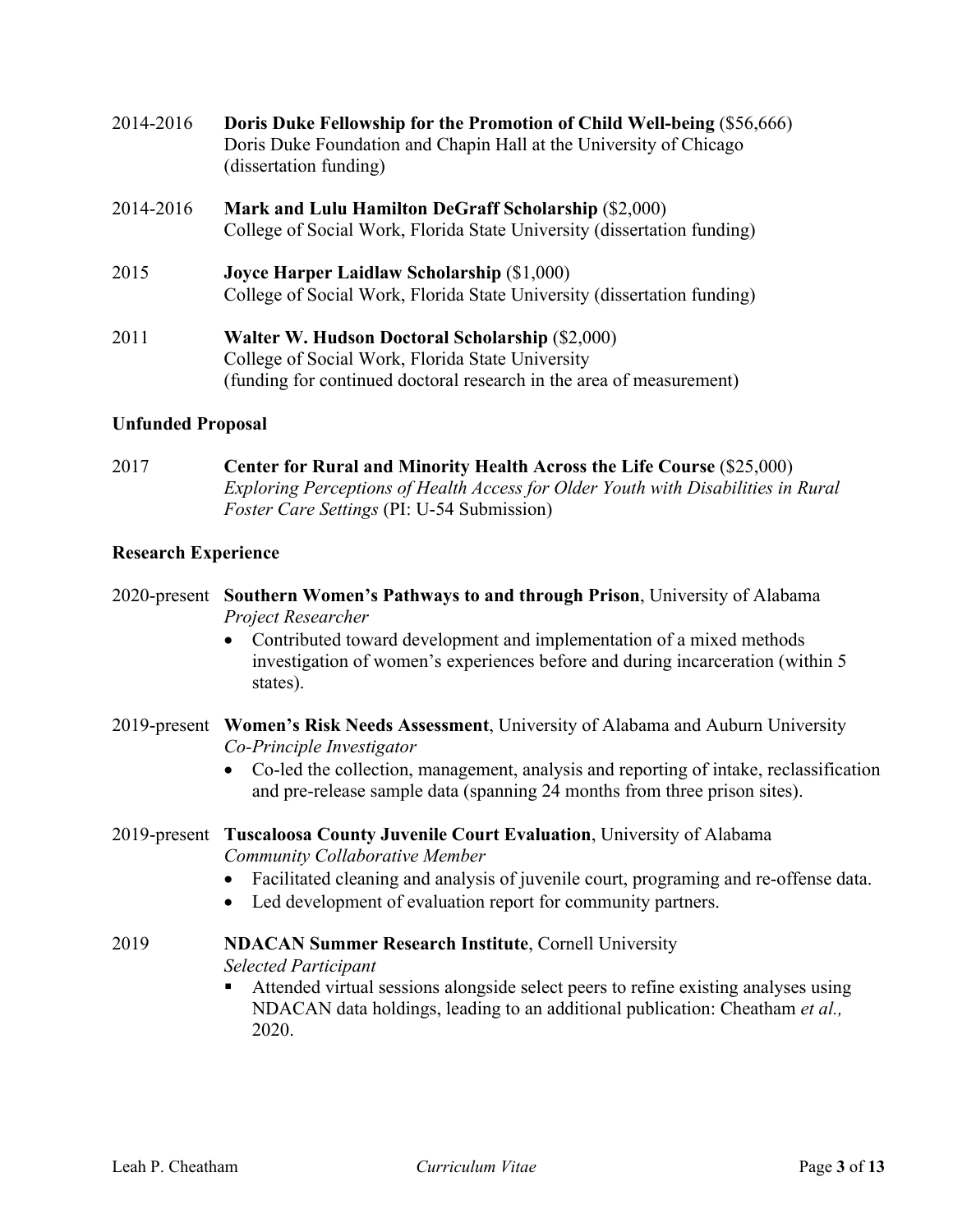2014-2016 **Doris Duke Fellowship for the Promotion of Child Well-being** ($56,666)
Doris Duke Foundation and Chapin Hall at the University of Chicago
(dissertation funding)

2014-2016 **Mark and Lulu Hamilton DeGraff Scholarship** ($2,000)
College of Social Work, Florida State University (dissertation funding)

2015 **Joyce Harper Laidlaw Scholarship** ($1,000)
College of Social Work, Florida State University (dissertation funding)

2011 **Walter W. Hudson Doctoral Scholarship** ($2,000)
College of Social Work, Florida State University
(funding for continued doctoral research in the area of measurement)

**Unfunded Proposal**

2017 **Center for Rural and Minority Health Across the Life Course** ($25,000)
*Exploring Perceptions of Health Access for Older Youth with Disabilities in Rural Foster Care Settings* (PI: U-54 Submission)

**Research Experience**

2020-present **Southern Women's Pathways to and through Prison**, University of Alabama
*Project Researcher*

- Contributed toward development and implementation of a mixed methods investigation of women's experiences before and during incarceration (within 5 states).

2019-present **Women's Risk Needs Assessment**, University of Alabama and Auburn University
*Co-Principle Investigator*

- Co-led the collection, management, analysis and reporting of intake, reclassification and pre-release sample data (spanning 24 months from three prison sites).

2019-present **Tuscaloosa County Juvenile Court Evaluation**, University of Alabama
*Community Collaborative Member*

- Facilitated cleaning and analysis of juvenile court, programing and re-offense data.
- Led development of evaluation report for community partners.

2019 **NDACAN Summer Research Institute**, Cornell University
*Selected Participant*

- Attended virtual sessions alongside select peers to refine existing analyses using NDACAN data holdings, leading to an additional publication: Cheatham *et al.,* 2020.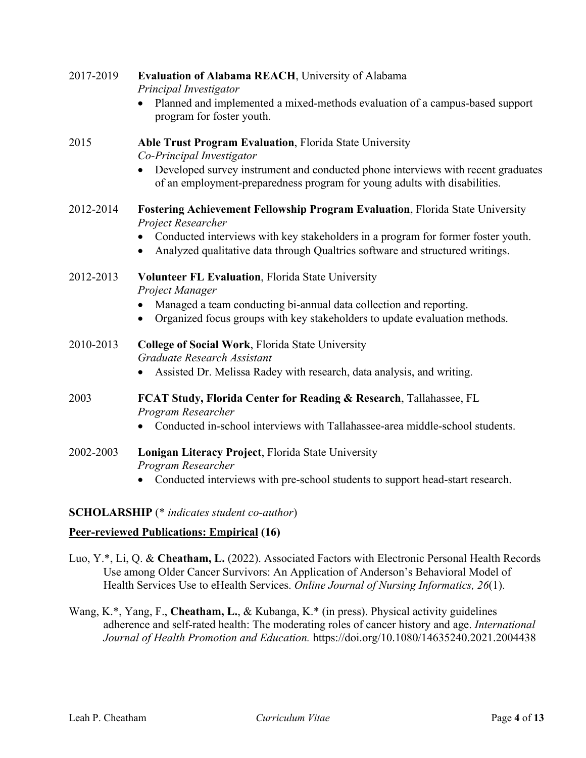2017-2019 **Evaluation of Alabama REACH**, University of Alabama
*Principal Investigator*

- Planned and implemented a mixed-methods evaluation of a campus-based support program for foster youth.

2015 **Able Trust Program Evaluation**, Florida State University
*Co-Principal Investigator*

- Developed survey instrument and conducted phone interviews with recent graduates of an employment-preparedness program for young adults with disabilities.

2012-2014 **Fostering Achievement Fellowship Program Evaluation**, Florida State University
*Project Researcher*

- Conducted interviews with key stakeholders in a program for former foster youth.
- Analyzed qualitative data through Qualtrics software and structured writings.

2012-2013 **Volunteer FL Evaluation**, Florida State University
*Project Manager*

- Managed a team conducting bi-annual data collection and reporting.
- Organized focus groups with key stakeholders to update evaluation methods.

2010-2013 **College of Social Work**, Florida State University
*Graduate Research Assistant*

- Assisted Dr. Melissa Radey with research, data analysis, and writing.

2003 **FCAT Study, Florida Center for Reading & Research**, Tallahassee, FL
*Program Researcher*

- Conducted in-school interviews with Tallahassee-area middle-school students.

2002-2003 **Lonigan Literacy Project**, Florida State University
*Program Researcher*

- Conducted interviews with pre-school students to support head-start research.

**SCHOLARSHIP** (*\* indicates student co-author*)

**Peer-reviewed Publications: Empirical (16)**

Luo, Y.*, Li, Q. & **Cheatham, L.** (2022). Associated Factors with Electronic Personal Health Records Use among Older Cancer Survivors: An Application of Anderson's Behavioral Model of Health Services Use to eHealth Services. *Online Journal of Nursing Informatics, 26*(1).

Wang, K.*, Yang, F., **Cheatham, L.**, & Kubanga, K.* (in press). Physical activity guidelines adherence and self-rated health: The moderating roles of cancer history and age. *International Journal of Health Promotion and Education.* https://doi.org/10.1080/14635240.2021.2004438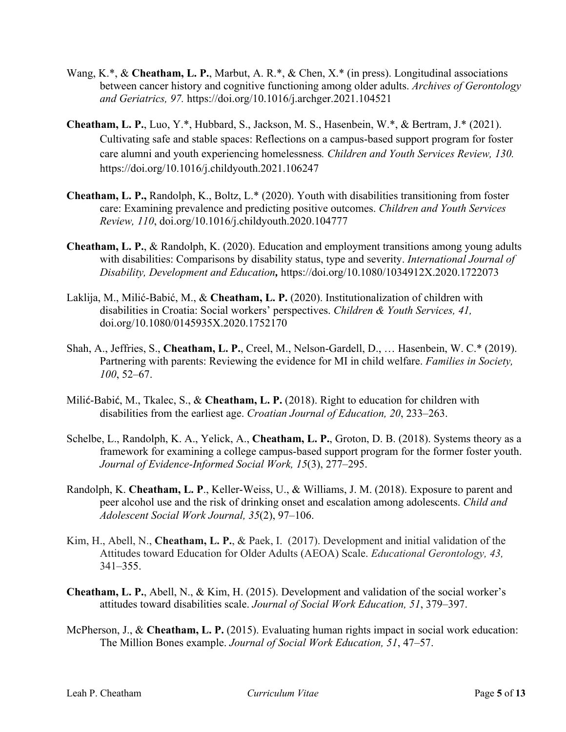Wang, K.*, & **Cheatham, L. P.**, Marbut, A. R.*, & Chen, X.* (in press). Longitudinal associations between cancer history and cognitive functioning among older adults. *Archives of Gerontology and Geriatrics, 97.* https://doi.org/10.1016/j.archger.2021.104521

**Cheatham, L. P.**, Luo, Y.*, Hubbard, S., Jackson, M. S., Hasenbein, W.*, & Bertram, J.* (2021). Cultivating safe and stable spaces: Reflections on a campus-based support program for foster care alumni and youth experiencing homelessness*.* *Children and Youth Services Review, 130.* https://doi.org/10.1016/j.childyouth.2021.106247

**Cheatham, L. P.,** Randolph, K., Boltz, L.* (2020). Youth with disabilities transitioning from foster care: Examining prevalence and predicting positive outcomes. *Children and Youth Services Review, 110*, doi.org/10.1016/j.childyouth.2020.104777

**Cheatham, L. P.**, & Randolph, K. (2020). Education and employment transitions among young adults with disabilities: Comparisons by disability status, type and severity. *International Journal of Disability, Development and Education***,** https://doi.org/10.1080/1034912X.2020.1722073

Laklija, M., Milić-Babić, M., & **Cheatham, L. P.** (2020). Institutionalization of children with disabilities in Croatia: Social workers' perspectives. *Children & Youth Services, 41,* doi.org/10.1080/0145935X.2020.1752170

Shah, A., Jeffries, S., **Cheatham, L. P.**, Creel, M., Nelson-Gardell, D., … Hasenbein, W. C.* (2019). Partnering with parents: Reviewing the evidence for MI in child welfare. *Families in Society, 100*, 52–67.

Milić-Babić, M., Tkalec, S., & **Cheatham, L. P.** (2018). Right to education for children with disabilities from the earliest age. *Croatian Journal of Education, 20*, 233–263.

Schelbe, L., Randolph, K. A., Yelick, A., **Cheatham, L. P.**, Groton, D. B. (2018). Systems theory as a framework for examining a college campus-based support program for the former foster youth. *Journal of Evidence-Informed Social Work, 15*(3), 277–295.

Randolph, K. **Cheatham, L. P**., Keller-Weiss, U., & Williams, J. M. (2018). Exposure to parent and peer alcohol use and the risk of drinking onset and escalation among adolescents. *Child and Adolescent Social Work Journal, 35*(2), 97–106.

Kim, H., Abell, N., **Cheatham, L. P.**, & Paek, I. (2017). Development and initial validation of the Attitudes toward Education for Older Adults (AEOA) Scale. *Educational Gerontology, 43,* 341–355.

**Cheatham, L. P.**, Abell, N., & Kim, H. (2015). Development and validation of the social worker's attitudes toward disabilities scale. *Journal of Social Work Education, 51*, 379–397.

McPherson, J., & **Cheatham, L. P.** (2015). Evaluating human rights impact in social work education: The Million Bones example. *Journal of Social Work Education, 51*, 47–57.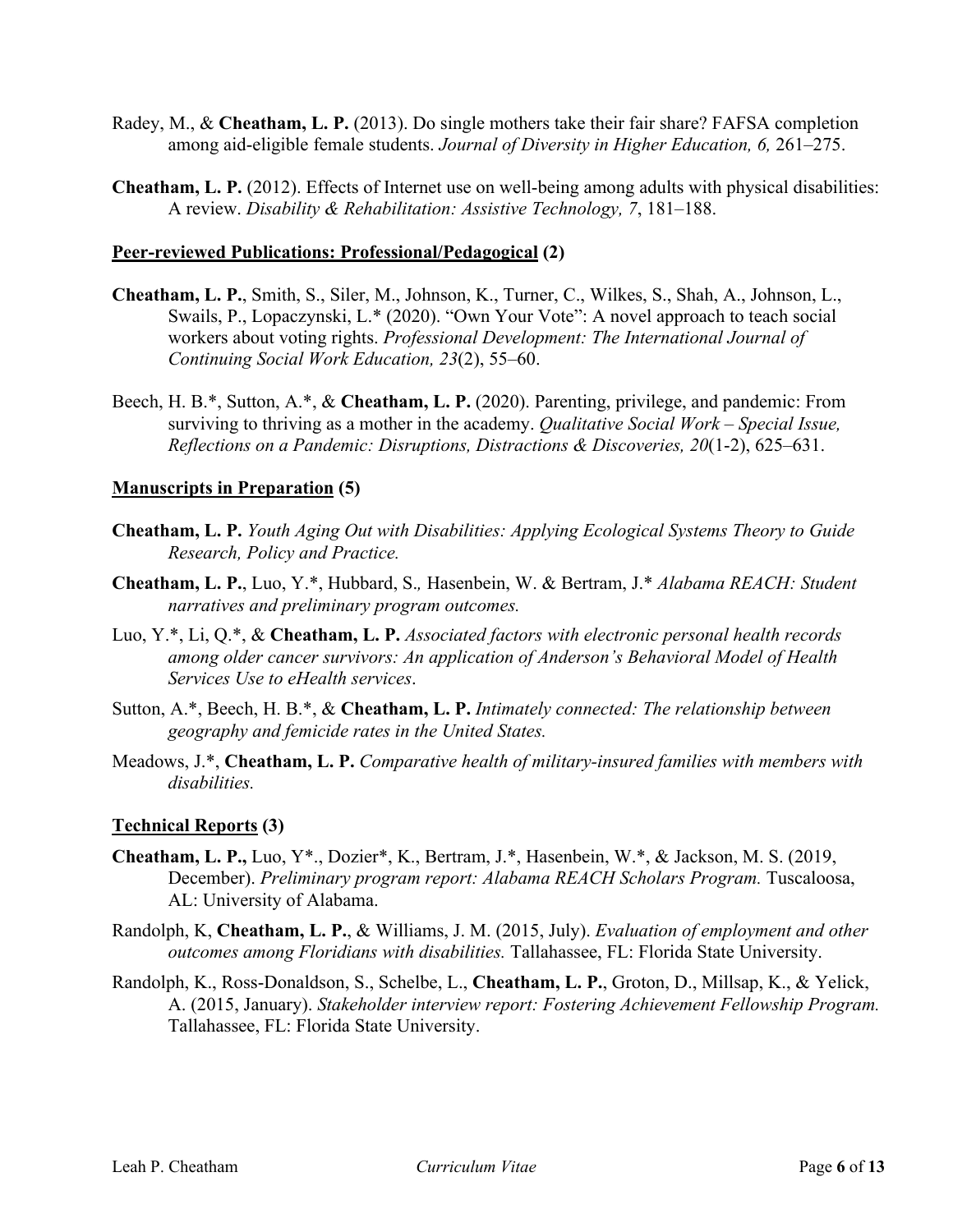Radey, M., & **Cheatham, L. P.** (2013). Do single mothers take their fair share? FAFSA completion among aid-eligible female students. *Journal of Diversity in Higher Education, 6,* 261–275.

**Cheatham, L. P.** (2012). Effects of Internet use on well-being among adults with physical disabilities: A review. *Disability & Rehabilitation: Assistive Technology, 7*, 181–188.

## Peer-reviewed Publications: Professional/Pedagogical (2)

**Cheatham, L. P.**, Smith, S., Siler, M., Johnson, K., Turner, C., Wilkes, S., Shah, A., Johnson, L., Swails, P., Lopaczynski, L.* (2020). "Own Your Vote": A novel approach to teach social workers about voting rights. *Professional Development: The International Journal of Continuing Social Work Education, 23*(2), 55–60.

Beech, H. B.*, Sutton, A.*, & **Cheatham, L. P.** (2020). Parenting, privilege, and pandemic: From surviving to thriving as a mother in the academy. *Qualitative Social Work – Special Issue, Reflections on a Pandemic: Disruptions, Distractions & Discoveries, 20*(1-2), 625–631.

## Manuscripts in Preparation (5)

**Cheatham, L. P.** *Youth Aging Out with Disabilities: Applying Ecological Systems Theory to Guide Research, Policy and Practice.*

**Cheatham, L. P.**, Luo, Y.*, Hubbard, S., Hasenbein, W. & Bertram, J.* *Alabama REACH: Student narratives and preliminary program outcomes.*

Luo, Y.*, Li, Q.*, & **Cheatham, L. P.** *Associated factors with electronic personal health records among older cancer survivors: An application of Anderson's Behavioral Model of Health Services Use to eHealth services*.

Sutton, A.*, Beech, H. B.*, & **Cheatham, L. P.** *Intimately connected: The relationship between geography and femicide rates in the United States.*

Meadows, J.*, **Cheatham, L. P.** *Comparative health of military-insured families with members with disabilities.*

## Technical Reports (3)

**Cheatham, L. P.,** Luo, Y*., Dozier*, K., Bertram, J.*, Hasenbein, W.*, & Jackson, M. S. (2019, December). *Preliminary program report: Alabama REACH Scholars Program.* Tuscaloosa, AL: University of Alabama.

Randolph, K, **Cheatham, L. P.**, & Williams, J. M. (2015, July). *Evaluation of employment and other outcomes among Floridians with disabilities.* Tallahassee, FL: Florida State University.

Randolph, K., Ross-Donaldson, S., Schelbe, L., **Cheatham, L. P.**, Groton, D., Millsap, K., & Yelick, A. (2015, January). *Stakeholder interview report: Fostering Achievement Fellowship Program.* Tallahassee, FL: Florida State University.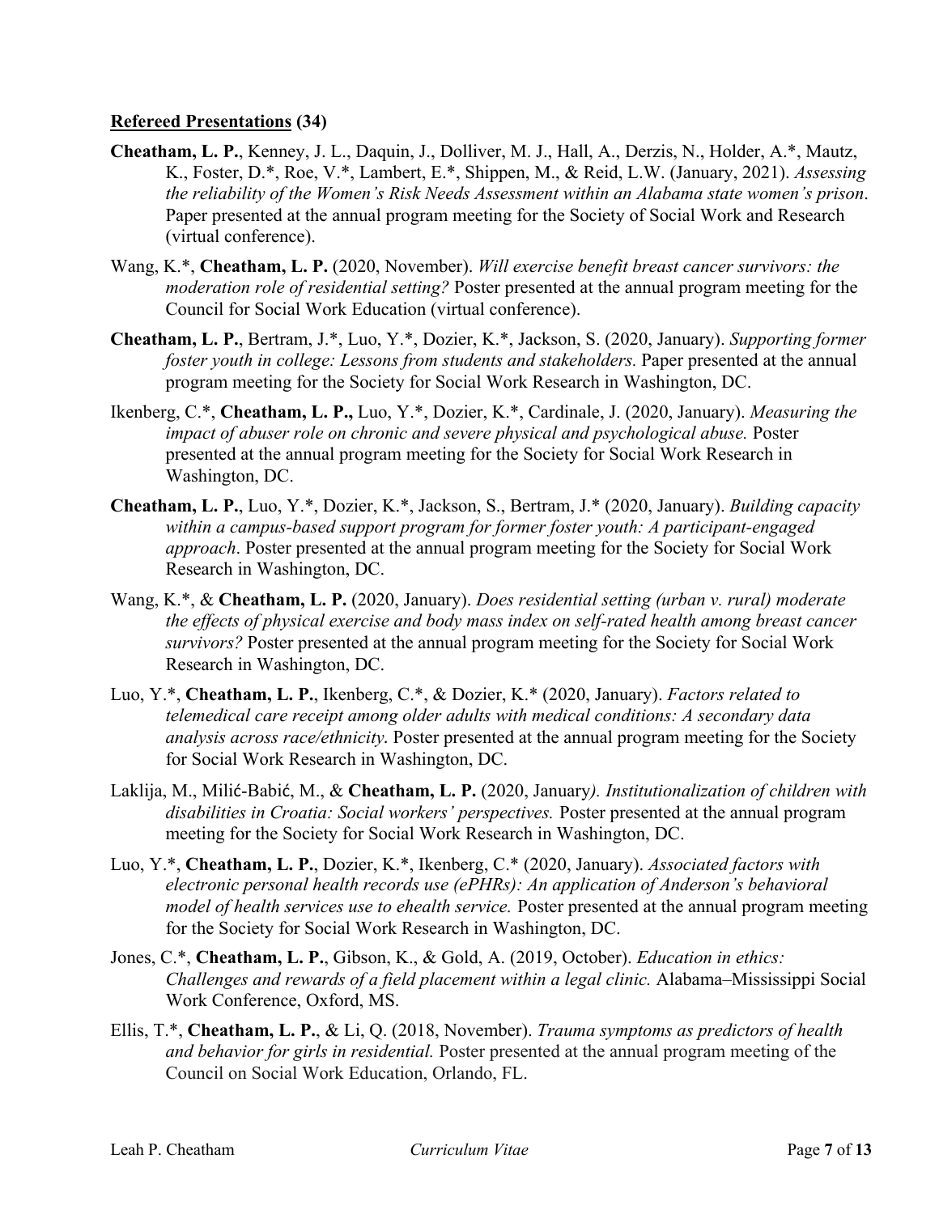**<u>Refereed Presentations</u> (34)**

**Cheatham, L. P.**, Kenney, J. L., Daquin, J., Dolliver, M. J., Hall, A., Derzis, N., Holder, A.*, Mautz, K., Foster, D.*, Roe, V.*, Lambert, E.*, Shippen, M., & Reid, L.W. (January, 2021). *Assessing the reliability of the Women's Risk Needs Assessment within an Alabama state women's prison*. Paper presented at the annual program meeting for the Society of Social Work and Research (virtual conference).

Wang, K.*, **Cheatham, L. P.** (2020, November). *Will exercise benefit breast cancer survivors: the moderation role of residential setting?* Poster presented at the annual program meeting for the Council for Social Work Education (virtual conference).

**Cheatham, L. P.**, Bertram, J.*, Luo, Y.*, Dozier, K.*, Jackson, S. (2020, January). *Supporting former foster youth in college: Lessons from students and stakeholders.* Paper presented at the annual program meeting for the Society for Social Work Research in Washington, DC.

Ikenberg, C.*, **Cheatham, L. P.,** Luo, Y.*, Dozier, K.*, Cardinale, J. (2020, January). *Measuring the impact of abuser role on chronic and severe physical and psychological abuse.* Poster presented at the annual program meeting for the Society for Social Work Research in Washington, DC.

**Cheatham, L. P.**, Luo, Y.*, Dozier, K.*, Jackson, S., Bertram, J.* (2020, January). *Building capacity within a campus-based support program for former foster youth: A participant-engaged approach*. Poster presented at the annual program meeting for the Society for Social Work Research in Washington, DC.

Wang, K.*, & **Cheatham, L. P.** (2020, January). *Does residential setting (urban v. rural) moderate the effects of physical exercise and body mass index on self-rated health among breast cancer survivors?* Poster presented at the annual program meeting for the Society for Social Work Research in Washington, DC.

Luo, Y.*, **Cheatham, L. P.**, Ikenberg, C.*, & Dozier, K.* (2020, January). *Factors related to telemedical care receipt among older adults with medical conditions: A secondary data analysis across race/ethnicity*. Poster presented at the annual program meeting for the Society for Social Work Research in Washington, DC.

Laklija, M., Milić-Babić, M., & **Cheatham, L. P.** (2020, January*). Institutionalization of children with disabilities in Croatia: Social workers' perspectives.* Poster presented at the annual program meeting for the Society for Social Work Research in Washington, DC.

Luo, Y.*, **Cheatham, L. P.**, Dozier, K.*, Ikenberg, C.* (2020, January). *Associated factors with electronic personal health records use (ePHRs): An application of Anderson's behavioral model of health services use to ehealth service.* Poster presented at the annual program meeting for the Society for Social Work Research in Washington, DC.

Jones, C.*, **Cheatham, L. P.**, Gibson, K., & Gold, A. (2019, October). *Education in ethics: Challenges and rewards of a field placement within a legal clinic.* Alabama–Mississippi Social Work Conference, Oxford, MS.

Ellis, T.*, **Cheatham, L. P.**, & Li, Q. (2018, November). *Trauma symptoms as predictors of health and behavior for girls in residential.* Poster presented at the annual program meeting of the Council on Social Work Education, Orlando, FL.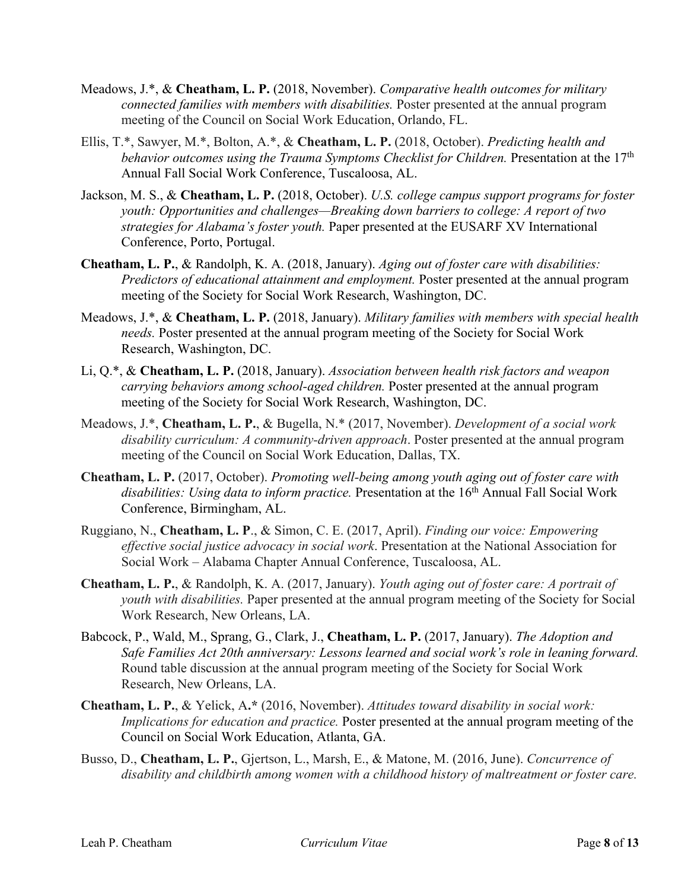Meadows, J.*, & **Cheatham, L. P.** (2018, November). *Comparative health outcomes for military connected families with members with disabilities.* Poster presented at the annual program meeting of the Council on Social Work Education, Orlando, FL.

Ellis, T.*, Sawyer, M.*, Bolton, A.*, & **Cheatham, L. P.** (2018, October). *Predicting health and behavior outcomes using the Trauma Symptoms Checklist for Children.* Presentation at the 17th Annual Fall Social Work Conference, Tuscaloosa, AL.

Jackson, M. S., & **Cheatham, L. P.** (2018, October). *U.S. college campus support programs for foster youth: Opportunities and challenges—Breaking down barriers to college: A report of two strategies for Alabama's foster youth.* Paper presented at the EUSARF XV International Conference, Porto, Portugal.

**Cheatham, L. P.**, & Randolph, K. A. (2018, January). *Aging out of foster care with disabilities: Predictors of educational attainment and employment.* Poster presented at the annual program meeting of the Society for Social Work Research, Washington, DC.

Meadows, J.*, & **Cheatham, L. P.** (2018, January). *Military families with members with special health needs.* Poster presented at the annual program meeting of the Society for Social Work Research, Washington, DC.

Li, Q.*, & **Cheatham, L. P.** (2018, January). *Association between health risk factors and weapon carrying behaviors among school-aged children.* Poster presented at the annual program meeting of the Society for Social Work Research, Washington, DC.

Meadows, J.*, **Cheatham, L. P.**, & Bugella, N.* (2017, November). *Development of a social work disability curriculum: A community-driven approach*. Poster presented at the annual program meeting of the Council on Social Work Education, Dallas, TX.

**Cheatham, L. P.** (2017, October). *Promoting well-being among youth aging out of foster care with disabilities: Using data to inform practice.* Presentation at the 16th Annual Fall Social Work Conference, Birmingham, AL.

Ruggiano, N., **Cheatham, L. P**., & Simon, C. E. (2017, April). *Finding our voice: Empowering effective social justice advocacy in social work*. Presentation at the National Association for Social Work – Alabama Chapter Annual Conference, Tuscaloosa, AL.

**Cheatham, L. P.**, & Randolph, K. A. (2017, January). *Youth aging out of foster care: A portrait of youth with disabilities.* Paper presented at the annual program meeting of the Society for Social Work Research, New Orleans, LA.

Babcock, P., Wald, M., Sprang, G., Clark, J., **Cheatham, L. P.** (2017, January). *The Adoption and Safe Families Act 20th anniversary: Lessons learned and social work's role in leaning forward.* Round table discussion at the annual program meeting of the Society for Social Work Research, New Orleans, LA.

**Cheatham, L. P.**, & Yelick, A.* (2016, November). *Attitudes toward disability in social work: Implications for education and practice.* Poster presented at the annual program meeting of the Council on Social Work Education, Atlanta, GA.

Busso, D., **Cheatham, L. P.**, Gjertson, L., Marsh, E., & Matone, M. (2016, June). *Concurrence of disability and childbirth among women with a childhood history of maltreatment or foster care.*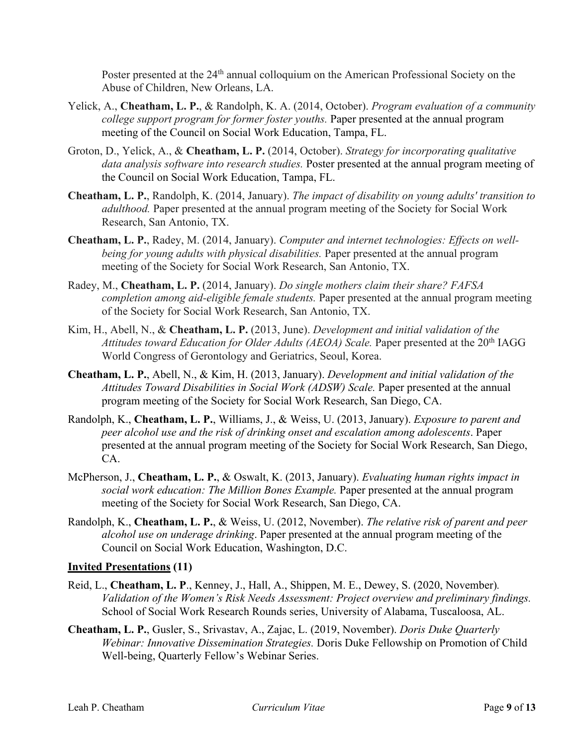Poster presented at the 24th annual colloquium on the American Professional Society on the Abuse of Children, New Orleans, LA.

Yelick, A., **Cheatham, L. P.**, & Randolph, K. A. (2014, October). *Program evaluation of a community college support program for former foster youths.* Paper presented at the annual program meeting of the Council on Social Work Education, Tampa, FL.

Groton, D., Yelick, A., & **Cheatham, L. P.** (2014, October). *Strategy for incorporating qualitative data analysis software into research studies.* Poster presented at the annual program meeting of the Council on Social Work Education, Tampa, FL.

**Cheatham, L. P.**, Randolph, K. (2014, January). *The impact of disability on young adults' transition to adulthood.* Paper presented at the annual program meeting of the Society for Social Work Research, San Antonio, TX.

**Cheatham, L. P.**, Radey, M. (2014, January). *Computer and internet technologies: Effects on well-being for young adults with physical disabilities.* Paper presented at the annual program meeting of the Society for Social Work Research, San Antonio, TX.

Radey, M., **Cheatham, L. P.** (2014, January). *Do single mothers claim their share? FAFSA completion among aid-eligible female students.* Paper presented at the annual program meeting of the Society for Social Work Research, San Antonio, TX.

Kim, H., Abell, N., & **Cheatham, L. P.** (2013, June). *Development and initial validation of the Attitudes toward Education for Older Adults (AEOA) Scale.* Paper presented at the 20th IAGG World Congress of Gerontology and Geriatrics, Seoul, Korea.

**Cheatham, L. P.**, Abell, N., & Kim, H. (2013, January). *Development and initial validation of the Attitudes Toward Disabilities in Social Work (ADSW) Scale.* Paper presented at the annual program meeting of the Society for Social Work Research, San Diego, CA.

Randolph, K., **Cheatham, L. P.**, Williams, J., & Weiss, U. (2013, January). *Exposure to parent and peer alcohol use and the risk of drinking onset and escalation among adolescents*. Paper presented at the annual program meeting of the Society for Social Work Research, San Diego, CA.

McPherson, J., **Cheatham, L. P.**, & Oswalt, K. (2013, January). *Evaluating human rights impact in social work education: The Million Bones Example.* Paper presented at the annual program meeting of the Society for Social Work Research, San Diego, CA.

Randolph, K., **Cheatham, L. P.**, & Weiss, U. (2012, November). *The relative risk of parent and peer alcohol use on underage drinking*. Paper presented at the annual program meeting of the Council on Social Work Education, Washington, D.C.

**Invited Presentations (11)**

Reid, L., **Cheatham, L. P**., Kenney, J., Hall, A., Shippen, M. E., Dewey, S. (2020, November). *Validation of the Women's Risk Needs Assessment: Project overview and preliminary findings.* School of Social Work Research Rounds series, University of Alabama, Tuscaloosa, AL.

**Cheatham, L. P.**, Gusler, S., Srivastav, A., Zajac, L. (2019, November). *Doris Duke Quarterly Webinar: Innovative Dissemination Strategies.* Doris Duke Fellowship on Promotion of Child Well-being, Quarterly Fellow's Webinar Series.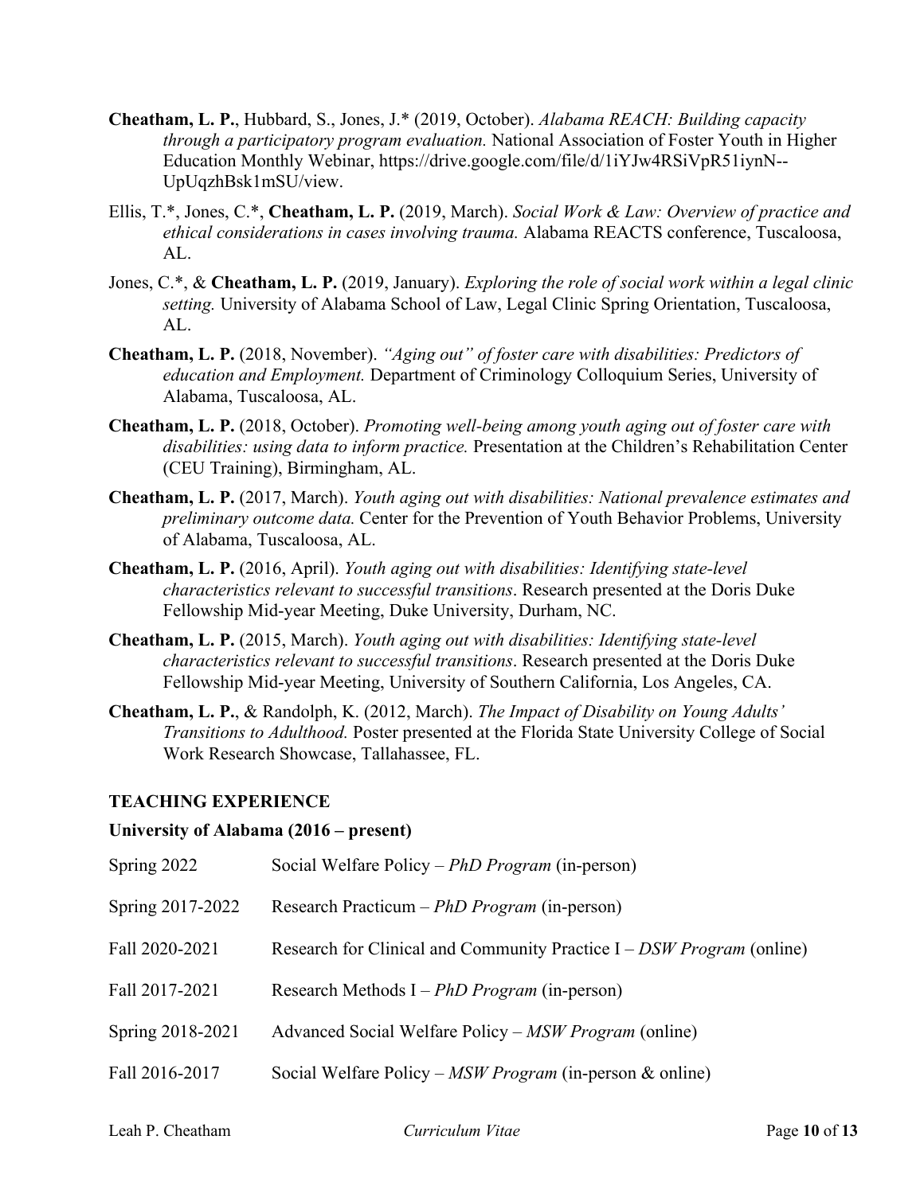**Cheatham, L. P.**, Hubbard, S., Jones, J.* (2019, October). *Alabama REACH: Building capacity through a participatory program evaluation.* National Association of Foster Youth in Higher Education Monthly Webinar, https://drive.google.com/file/d/1iYJw4RSiVpR51iynN--UpUqzhBsk1mSU/view.

Ellis, T.*, Jones, C.*, **Cheatham, L. P.** (2019, March). *Social Work & Law: Overview of practice and ethical considerations in cases involving trauma.* Alabama REACTS conference, Tuscaloosa, AL.

Jones, C.*, & **Cheatham, L. P.** (2019, January). *Exploring the role of social work within a legal clinic setting.* University of Alabama School of Law, Legal Clinic Spring Orientation, Tuscaloosa, AL.

**Cheatham, L. P.** (2018, November). *"Aging out" of foster care with disabilities: Predictors of education and Employment.* Department of Criminology Colloquium Series, University of Alabama, Tuscaloosa, AL.

**Cheatham, L. P.** (2018, October). *Promoting well-being among youth aging out of foster care with disabilities: using data to inform practice.* Presentation at the Children's Rehabilitation Center (CEU Training), Birmingham, AL.

**Cheatham, L. P.** (2017, March). *Youth aging out with disabilities: National prevalence estimates and preliminary outcome data.* Center for the Prevention of Youth Behavior Problems, University of Alabama, Tuscaloosa, AL.

**Cheatham, L. P.** (2016, April). *Youth aging out with disabilities: Identifying state-level characteristics relevant to successful transitions*. Research presented at the Doris Duke Fellowship Mid-year Meeting, Duke University, Durham, NC.

**Cheatham, L. P.** (2015, March). *Youth aging out with disabilities: Identifying state-level characteristics relevant to successful transitions*. Research presented at the Doris Duke Fellowship Mid-year Meeting, University of Southern California, Los Angeles, CA.

**Cheatham, L. P.**, & Randolph, K. (2012, March). *The Impact of Disability on Young Adults' Transitions to Adulthood.* Poster presented at the Florida State University College of Social Work Research Showcase, Tallahassee, FL.

## TEACHING EXPERIENCE

### University of Alabama (2016 – present)

| | |
|---|---|
| Spring 2022 | Social Welfare Policy – *PhD Program* (in-person) |
| Spring 2017-2022 | Research Practicum – *PhD Program* (in-person) |
| Fall 2020-2021 | Research for Clinical and Community Practice I – *DSW Program* (online) |
| Fall 2017-2021 | Research Methods I – *PhD Program* (in-person) |
| Spring 2018-2021 | Advanced Social Welfare Policy – *MSW Program* (online) |
| Fall 2016-2017 | Social Welfare Policy – *MSW Program* (in-person & online) |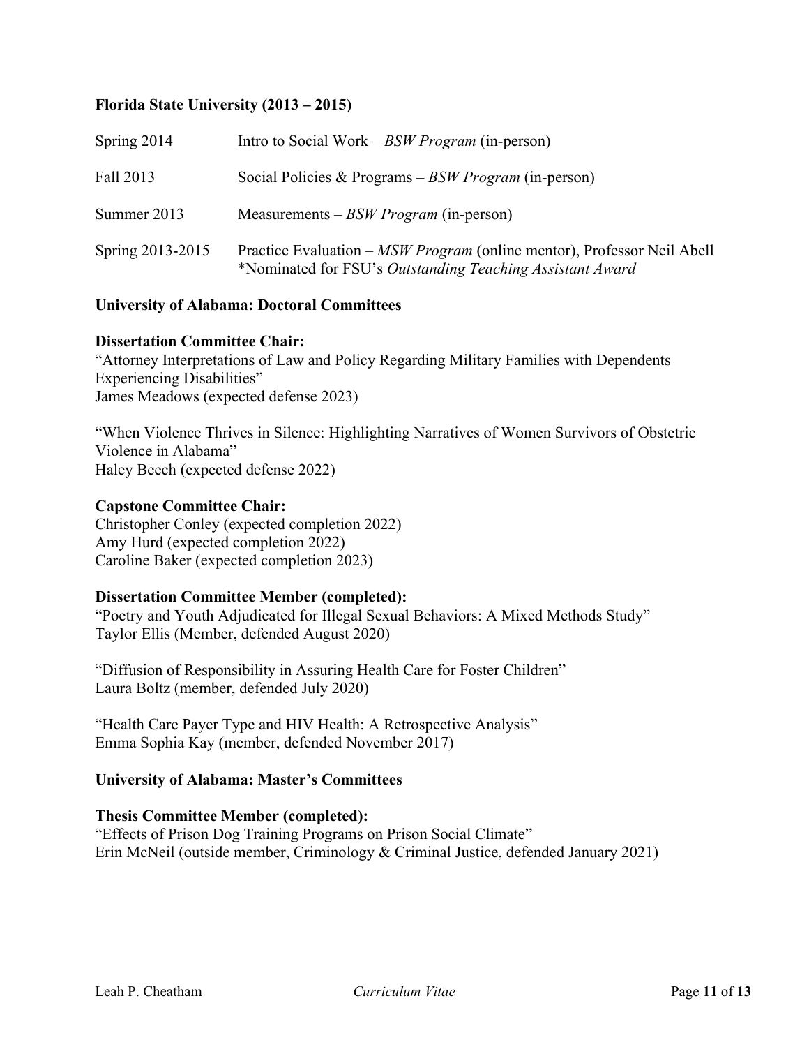**Florida State University (2013 – 2015)**

| | |
|---|---|
| Spring 2014 | Intro to Social Work – *BSW Program* (in-person) |
| Fall 2013 | Social Policies & Programs – *BSW Program* (in-person) |
| Summer 2013 | Measurements – *BSW Program* (in-person) |
| Spring 2013-2015 | Practice Evaluation – *MSW Program* (online mentor), Professor Neil Abell<br>*Nominated for FSU's *Outstanding Teaching Assistant Award* |

**University of Alabama: Doctoral Committees**

**Dissertation Committee Chair:**
"Attorney Interpretations of Law and Policy Regarding Military Families with Dependents Experiencing Disabilities"
James Meadows (expected defense 2023)

"When Violence Thrives in Silence: Highlighting Narratives of Women Survivors of Obstetric Violence in Alabama"
Haley Beech (expected defense 2022)

**Capstone Committee Chair:**
Christopher Conley (expected completion 2022)
Amy Hurd (expected completion 2022)
Caroline Baker (expected completion 2023)

**Dissertation Committee Member (completed):**
"Poetry and Youth Adjudicated for Illegal Sexual Behaviors: A Mixed Methods Study"
Taylor Ellis (Member, defended August 2020)

"Diffusion of Responsibility in Assuring Health Care for Foster Children"
Laura Boltz (member, defended July 2020)

"Health Care Payer Type and HIV Health: A Retrospective Analysis"
Emma Sophia Kay (member, defended November 2017)

**University of Alabama: Master's Committees**

**Thesis Committee Member (completed):**
"Effects of Prison Dog Training Programs on Prison Social Climate"
Erin McNeil (outside member, Criminology & Criminal Justice, defended January 2021)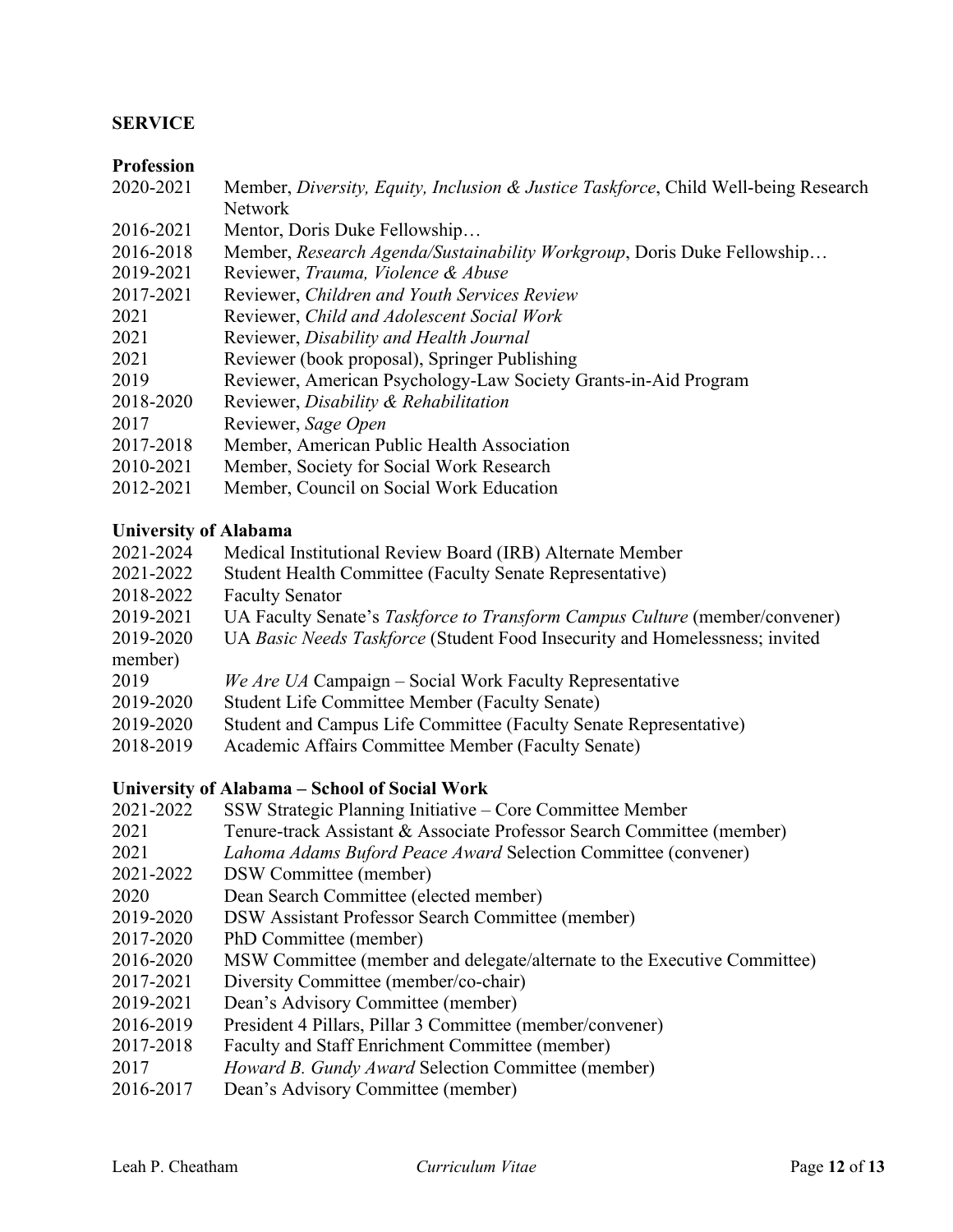## SERVICE

### Profession

2020-2021 Member, *Diversity, Equity, Inclusion & Justice Taskforce*, Child Well-being Research Network
2016-2021 Mentor, Doris Duke Fellowship…
2016-2018 Member, *Research Agenda/Sustainability Workgroup*, Doris Duke Fellowship…
2019-2021 Reviewer, *Trauma, Violence & Abuse*
2017-2021 Reviewer, *Children and Youth Services Review*
2021 Reviewer, *Child and Adolescent Social Work*
2021 Reviewer, *Disability and Health Journal*
2021 Reviewer (book proposal), Springer Publishing
2019 Reviewer, American Psychology-Law Society Grants-in-Aid Program
2018-2020 Reviewer, *Disability & Rehabilitation*
2017 Reviewer, *Sage Open*
2017-2018 Member, American Public Health Association
2010-2021 Member, Society for Social Work Research
2012-2021 Member, Council on Social Work Education

### University of Alabama

2021-2024 Medical Institutional Review Board (IRB) Alternate Member
2021-2022 Student Health Committee (Faculty Senate Representative)
2018-2022 Faculty Senator
2019-2021 UA Faculty Senate's *Taskforce to Transform Campus Culture* (member/convener)
2019-2020 UA *Basic Needs Taskforce* (Student Food Insecurity and Homelessness; invited member)
2019 *We Are UA* Campaign – Social Work Faculty Representative
2019-2020 Student Life Committee Member (Faculty Senate)
2019-2020 Student and Campus Life Committee (Faculty Senate Representative)
2018-2019 Academic Affairs Committee Member (Faculty Senate)

### University of Alabama – School of Social Work

2021-2022 SSW Strategic Planning Initiative – Core Committee Member
2021 Tenure-track Assistant & Associate Professor Search Committee (member)
2021 *Lahoma Adams Buford Peace Award* Selection Committee (convener)
2021-2022 DSW Committee (member)
2020 Dean Search Committee (elected member)
2019-2020 DSW Assistant Professor Search Committee (member)
2017-2020 PhD Committee (member)
2016-2020 MSW Committee (member and delegate/alternate to the Executive Committee)
2017-2021 Diversity Committee (member/co-chair)
2019-2021 Dean's Advisory Committee (member)
2016-2019 President 4 Pillars, Pillar 3 Committee (member/convener)
2017-2018 Faculty and Staff Enrichment Committee (member)
2017 *Howard B. Gundy Award* Selection Committee (member)
2016-2017 Dean's Advisory Committee (member)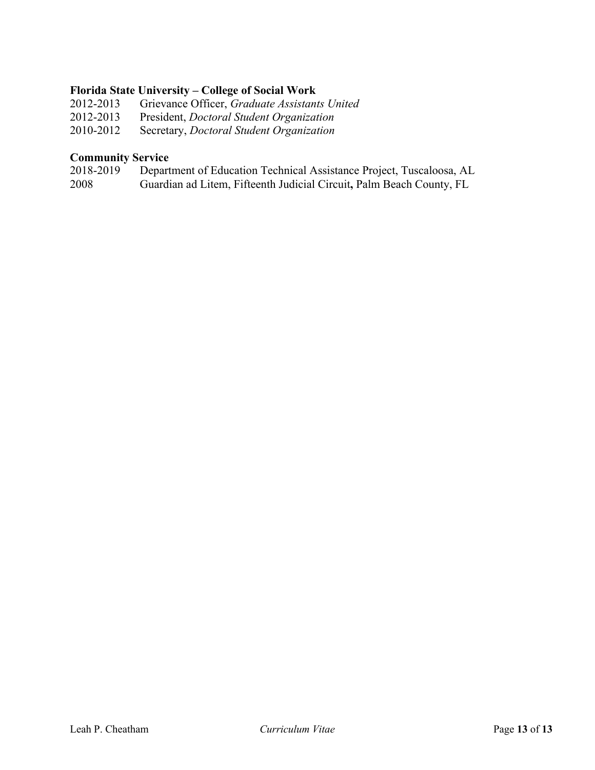**Florida State University – College of Social Work**

2012-2013 Grievance Officer, *Graduate Assistants United*

2012-2013 President, *Doctoral Student Organization*

2010-2012 Secretary, *Doctoral Student Organization*

**Community Service**

2018-2019 Department of Education Technical Assistance Project, Tuscaloosa, AL

2008 Guardian ad Litem, Fifteenth Judicial Circuit**,** Palm Beach County, FL